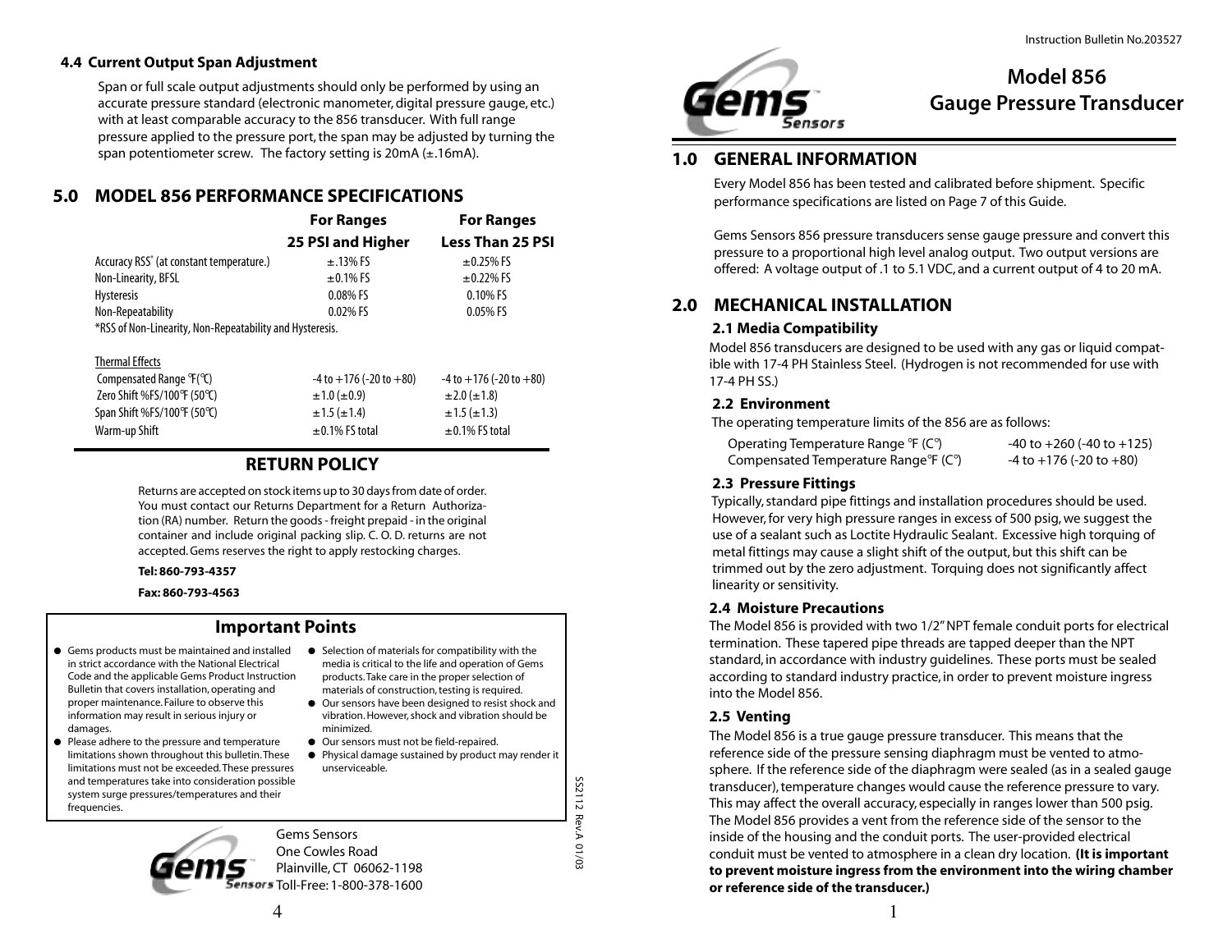### 4.4 Current Output Span Adjustment

Span or full scale output adjustments should only be performed by using an accurate pressure standard (electronic manometer, digital pressure gauge, etc.) with at least comparable accuracy to the 856 transducer. With full range pressure applied to the pressure port, the span may be adjusted by turning the span potentiometer screw. The factory setting is 20mA (±.16mA).

## 5.0 MODEL 856 PERFORMANCE SPECIFICATIONS

| | For Ranges 25 PSI and Higher | For Ranges Less Than 25 PSI |
|---|---|---|
| Accuracy RSS* (at constant temperature.) | ±.13% FS | ±0.25% FS |
| Non-Linearity, BFSL | ±0.1% FS | ±0.22% FS |
| Hysteresis | 0.08% FS | 0.10% FS |
| Non-Repeatability | 0.02% FS | 0.05% FS |

*RSS of Non-Linearity, Non-Repeatability and Hysteresis.

| Thermal Effects | | |
|---|---|---|
| Compensated Range °F(°C) | -4 to +176 (-20 to +80) | -4 to +176 (-20 to +80) |
| Zero Shift %FS/100°F (50°C) | ±1.0 (±0.9) | ±2.0 (±1.8) |
| Span Shift %FS/100°F (50°C) | ±1.5 (±1.4) | ±1.5 (±1.3) |
| Warm-up Shift | ±0.1% FS total | ±0.1% FS total |

## RETURN POLICY

Returns are accepted on stock items up to 30 days from date of order. You must contact our Returns Department for a Return Authorization (RA) number. Return the goods - freight prepaid - in the original container and include original packing slip. C. O. D. returns are not accepted. Gems reserves the right to apply restocking charges.

**Tel: 860-793-4357**

**Fax: 860-793-4563**

## Important Points

- Gems products must be maintained and installed in strict accordance with the National Electrical Code and the applicable Gems Product Instruction Bulletin that covers installation, operating and proper maintenance. Failure to observe this information may result in serious injury or damages.
- Please adhere to the pressure and temperature limitations shown throughout this bulletin. These limitations must not be exceeded. These pressures and temperatures take into consideration possible system surge pressures/temperatures and their frequencies.
- Selection of materials for compatibility with the media is critical to the life and operation of Gems products. Take care in the proper selection of materials of construction, testing is required.
- Our sensors have been designed to resist shock and vibration. However, shock and vibration should be minimized.
- Our sensors must not be field-repaired.
- Physical damage sustained by product may render it unserviceable.

Gems Sensors
One Cowles Road
Plainville, CT 06062-1198
Toll-Free: 1-800-378-1600

SS2112 Rev.A 01/03

Instruction Bulletin No.203527

# Model 856 Gauge Pressure Transducer

## 1.0 GENERAL INFORMATION

Every Model 856 has been tested and calibrated before shipment. Specific performance specifications are listed on Page 7 of this Guide.

Gems Sensors 856 pressure transducers sense gauge pressure and convert this pressure to a proportional high level analog output. Two output versions are offered: A voltage output of .1 to 5.1 VDC, and a current output of 4 to 20 mA.

## 2.0 MECHANICAL INSTALLATION

### 2.1 Media Compatibility

Model 856 transducers are designed to be used with any gas or liquid compatible with 17-4 PH Stainless Steel. (Hydrogen is not recommended for use with 17-4 PH SS.)

### 2.2 Environment

The operating temperature limits of the 856 are as follows:

| | |
|---|---|
| Operating Temperature Range °F (C°) | -40 to +260 (-40 to +125) |
| Compensated Temperature Range°F (C°) | -4 to +176 (-20 to +80) |

### 2.3 Pressure Fittings

Typically, standard pipe fittings and installation procedures should be used. However, for very high pressure ranges in excess of 500 psig, we suggest the use of a sealant such as Loctite Hydraulic Sealant. Excessive high torquing of metal fittings may cause a slight shift of the output, but this shift can be trimmed out by the zero adjustment. Torquing does not significantly affect linearity or sensitivity.

### 2.4 Moisture Precautions

The Model 856 is provided with two 1/2" NPT female conduit ports for electrical termination. These tapered pipe threads are tapped deeper than the NPT standard, in accordance with industry guidelines. These ports must be sealed according to standard industry practice, in order to prevent moisture ingress into the Model 856.

### 2.5 Venting

The Model 856 is a true gauge pressure transducer. This means that the reference side of the pressure sensing diaphragm must be vented to atmosphere. If the reference side of the diaphragm were sealed (as in a sealed gauge transducer), temperature changes would cause the reference pressure to vary. This may affect the overall accuracy, especially in ranges lower than 500 psig. The Model 856 provides a vent from the reference side of the sensor to the inside of the housing and the conduit ports. The user-provided electrical conduit must be vented to atmosphere in a clean dry location. **(It is important to prevent moisture ingress from the environment into the wiring chamber or reference side of the transducer.)**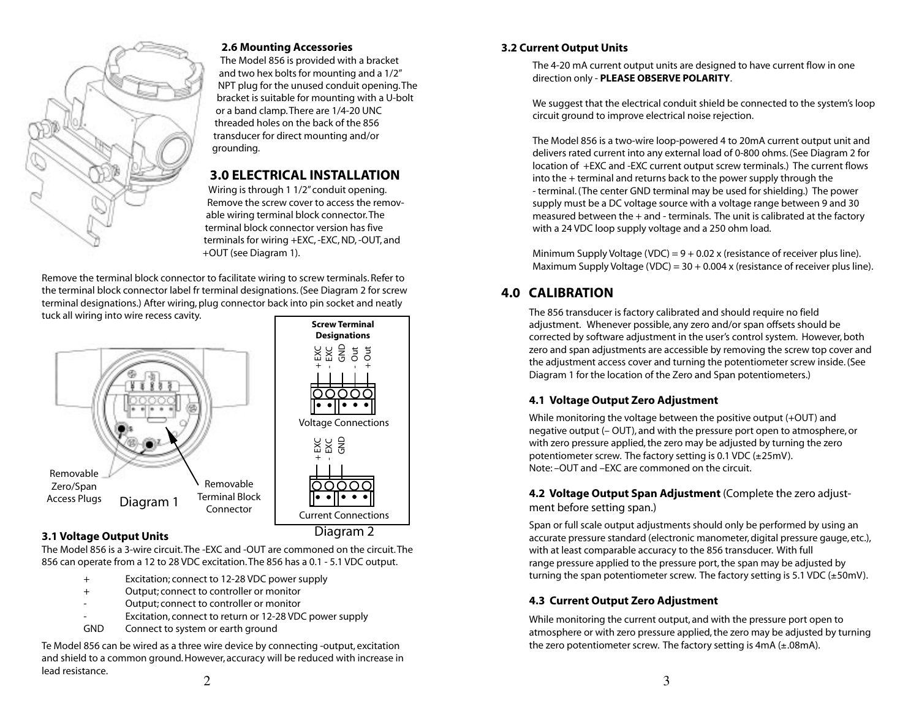### 2.6 Mounting Accessories

The Model 856 is provided with a bracket and two hex bolts for mounting and a 1/2" NPT plug for the unused conduit opening. The bracket is suitable for mounting with a U-bolt or a band clamp. There are 1/4-20 UNC threaded holes on the back of the 856 transducer for direct mounting and/or grounding.

## 3.0 ELECTRICAL INSTALLATION

Wiring is through 1 1/2" conduit opening. Remove the screw cover to access the removable wiring terminal block connector. The terminal block connector version has five terminals for wiring +EXC, -EXC, ND, -OUT, and +OUT (see Diagram 1).

Remove the terminal block connector to facilitate wiring to screw terminals. Refer to the terminal block connector label fr terminal designations. (See Diagram 2 for screw terminal designations.) After wiring, plug connector back into pin socket and neatly tuck all wiring into wire recess cavity.

Removable Zero/Span Access Plugs

Removable Terminal Block Connector

Diagram 1

Screw Terminal Designations

+ EXC
- EXC
GND
- Out
+ Out

Voltage Connections

+ EXC
- EXC
GND

Current Connections

Diagram 2

### 3.1 Voltage Output Units

The Model 856 is a 3-wire circuit. The -EXC and -OUT are commoned on the circuit. The 856 can operate from a 12 to 28 VDC excitation. The 856 has a 0.1 - 5.1 VDC output.

| | |
|---|---|
| + | Excitation; connect to 12-28 VDC power supply |
| + | Output; connect to controller or monitor |
| - | Output; connect to controller or monitor |
| - | Excitation, connect to return or 12-28 VDC power supply |
| GND | Connect to system or earth ground |

Te Model 856 can be wired as a three wire device by connecting -output, excitation and shield to a common ground. However, accuracy will be reduced with increase in lead resistance.

### 3.2 Current Output Units

The 4-20 mA current output units are designed to have current flow in one direction only - **PLEASE OBSERVE POLARITY**.

We suggest that the electrical conduit shield be connected to the system's loop circuit ground to improve electrical noise rejection.

The Model 856 is a two-wire loop-powered 4 to 20mA current output unit and delivers rated current into any external load of 0-800 ohms. (See Diagram 2 for location of +EXC and -EXC current output screw terminals.) The current flows into the + terminal and returns back to the power supply through the - terminal. (The center GND terminal may be used for shielding.) The power supply must be a DC voltage source with a voltage range between 9 and 30 measured between the + and - terminals. The unit is calibrated at the factory with a 24 VDC loop supply voltage and a 250 ohm load.

Minimum Supply Voltage (VDC) = 9 + 0.02 x (resistance of receiver plus line).
Maximum Supply Voltage (VDC) = 30 + 0.004 x (resistance of receiver plus line).

## 4.0 CALIBRATION

The 856 transducer is factory calibrated and should require no field adjustment. Whenever possible, any zero and/or span offsets should be corrected by software adjustment in the user's control system. However, both zero and span adjustments are accessible by removing the screw top cover and the adjustment access cover and turning the potentiometer screw inside. (See Diagram 1 for the location of the Zero and Span potentiometers.)

### 4.1 Voltage Output Zero Adjustment

While monitoring the voltage between the positive output (+OUT) and negative output (– OUT), and with the pressure port open to atmosphere, or with zero pressure applied, the zero may be adjusted by turning the zero potentiometer screw. The factory setting is 0.1 VDC (±25mV).
Note: –OUT and –EXC are commoned on the circuit.

### 4.2 Voltage Output Span Adjustment (Complete the zero adjustment before setting span.)

Span or full scale output adjustments should only be performed by using an accurate pressure standard (electronic manometer, digital pressure gauge, etc.), with at least comparable accuracy to the 856 transducer. With full range pressure applied to the pressure port, the span may be adjusted by turning the span potentiometer screw. The factory setting is 5.1 VDC (±50mV).

### 4.3 Current Output Zero Adjustment

While monitoring the current output, and with the pressure port open to atmosphere or with zero pressure applied, the zero may be adjusted by turning the zero potentiometer screw. The factory setting is 4mA (±.08mA).